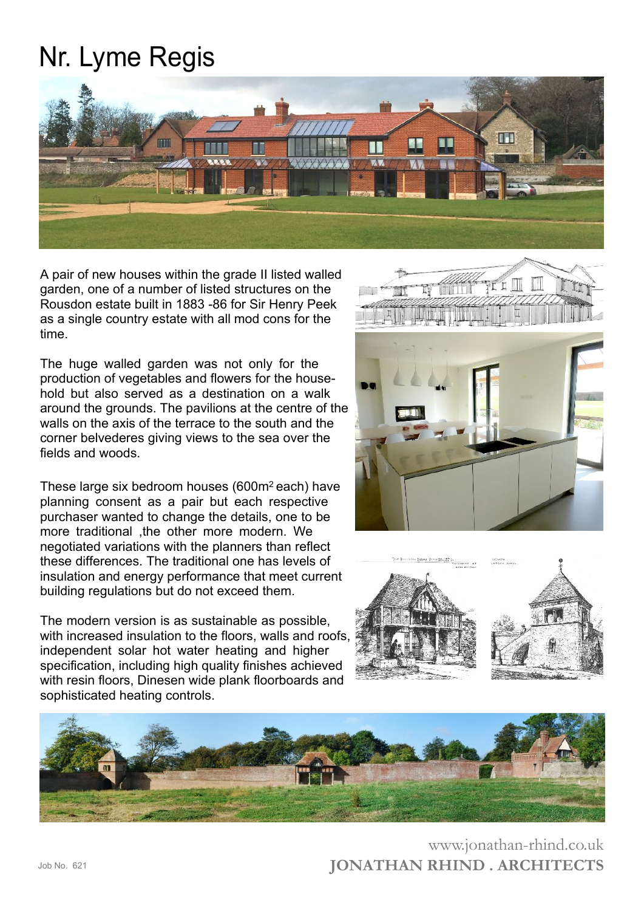# Nr. Lyme Regis

A pair of new houses within the grade II listed walled garden, one of a number of listed structures on the Rousdon estate built in 1883 -86 for Sir Henry Peek as a single country estate with all mod cons for the time.

The huge walled garden was not only for the production of vegetables and flowers for the household but also served as a destination on a walk around the grounds. The pavilions at the centre of the walls on the axis of the terrace to the south and the corner belvederes giving views to the sea over the fields and woods.

These large six bedroom houses (600m$^2$ each) have planning consent as a pair but each respective purchaser wanted to change the details, one to be more traditional ,the other more modern. We negotiated variations with the planners than reflect these differences. The traditional one has levels of insulation and energy performance that meet current building regulations but do not exceed them.

The modern version is as sustainable as possible, with increased insulation to the floors, walls and roofs, independent solar hot water heating and higher specification, including high quality finishes achieved with resin floors, Dinesen wide plank floorboards and sophisticated heating controls.

www.jonathan-rhind.co.uk

**JONATHAN RHIND . ARCHITECTS**

Job No. 621